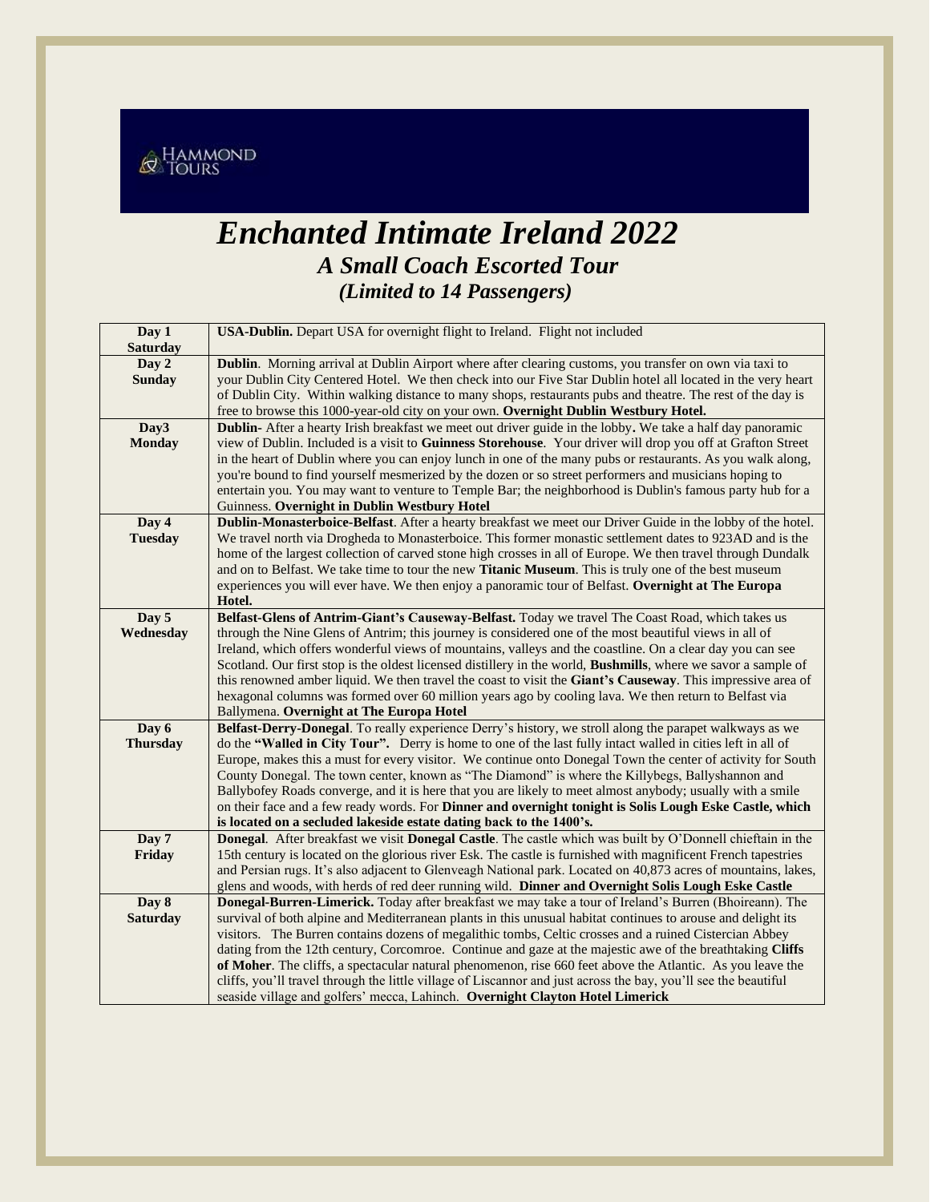HAMMOND TOURS

# *Enchanted Intimate Ireland 2022*

## *A Small Coach Escorted Tour*

### *(Limited to 14 Passengers)*

| Day | Itinerary |
|---|---|
| **Day 1 Saturday** | **USA-Dublin.** Depart USA for overnight flight to Ireland. Flight not included |
| **Day 2 Sunday** | **Dublin**. Morning arrival at Dublin Airport where after clearing customs, you transfer on own via taxi to your Dublin City Centered Hotel. We then check into our Five Star Dublin hotel all located in the very heart of Dublin City. Within walking distance to many shops, restaurants pubs and theatre. The rest of the day is free to browse this 1000-year-old city on your own. **Overnight Dublin Westbury Hotel.** |
| **Day3 Monday** | **Dublin-** After a hearty Irish breakfast we meet out driver guide in the lobby**.** We take a half day panoramic view of Dublin. Included is a visit to **Guinness Storehouse**. Your driver will drop you off at Grafton Street in the heart of Dublin where you can enjoy lunch in one of the many pubs or restaurants. As you walk along, you're bound to find yourself mesmerized by the dozen or so street performers and musicians hoping to entertain you. You may want to venture to Temple Bar; the neighborhood is Dublin's famous party hub for a Guinness. **Overnight in Dublin Westbury Hotel** |
| **Day 4 Tuesday** | **Dublin-Monasterboice-Belfast**. After a hearty breakfast we meet our Driver Guide in the lobby of the hotel. We travel north via Drogheda to Monasterboice. This former monastic settlement dates to 923AD and is the home of the largest collection of carved stone high crosses in all of Europe. We then travel through Dundalk and on to Belfast. We take time to tour the new **Titanic Museum**. This is truly one of the best museum experiences you will ever have. We then enjoy a panoramic tour of Belfast. **Overnight at The Europa Hotel.** |
| **Day 5 Wednesday** | **Belfast-Glens of Antrim-Giant's Causeway-Belfast.** Today we travel The Coast Road, which takes us through the Nine Glens of Antrim; this journey is considered one of the most beautiful views in all of Ireland, which offers wonderful views of mountains, valleys and the coastline. On a clear day you can see Scotland. Our first stop is the oldest licensed distillery in the world, **Bushmills**, where we savor a sample of this renowned amber liquid. We then travel the coast to visit the **Giant's Causeway**. This impressive area of hexagonal columns was formed over 60 million years ago by cooling lava. We then return to Belfast via Ballymena. **Overnight at The Europa Hotel** |
| **Day 6 Thursday** | **Belfast-Derry-Donegal**. To really experience Derry's history, we stroll along the parapet walkways as we do the **"Walled in City Tour".** Derry is home to one of the last fully intact walled in cities left in all of Europe, makes this a must for every visitor. We continue onto Donegal Town the center of activity for South County Donegal. The town center, known as "The Diamond" is where the Killybegs, Ballyshannon and Ballybofey Roads converge, and it is here that you are likely to meet almost anybody; usually with a smile on their face and a few ready words. For **Dinner and overnight tonight is Solis Lough Eske Castle, which is located on a secluded lakeside estate dating back to the 1400's.** |
| **Day 7 Friday** | **Donegal**. After breakfast we visit **Donegal Castle**. The castle which was built by O'Donnell chieftain in the 15th century is located on the glorious river Esk. The castle is furnished with magnificent French tapestries and Persian rugs. It's also adjacent to Glenveagh National park. Located on 40,873 acres of mountains, lakes, glens and woods, with herds of red deer running wild. **Dinner and Overnight Solis Lough Eske Castle** |
| **Day 8 Saturday** | **Donegal-Burren-Limerick.** Today after breakfast we may take a tour of Ireland's Burren (Bhoireann). The survival of both alpine and Mediterranean plants in this unusual habitat continues to arouse and delight its visitors. The Burren contains dozens of megalithic tombs, Celtic crosses and a ruined Cistercian Abbey dating from the 12th century, Corcomroe. Continue and gaze at the majestic awe of the breathtaking **Cliffs of Moher**. The cliffs, a spectacular natural phenomenon, rise 660 feet above the Atlantic. As you leave the cliffs, you'll travel through the little village of Liscannor and just across the bay, you'll see the beautiful seaside village and golfers' mecca, Lahinch. **Overnight Clayton Hotel Limerick** |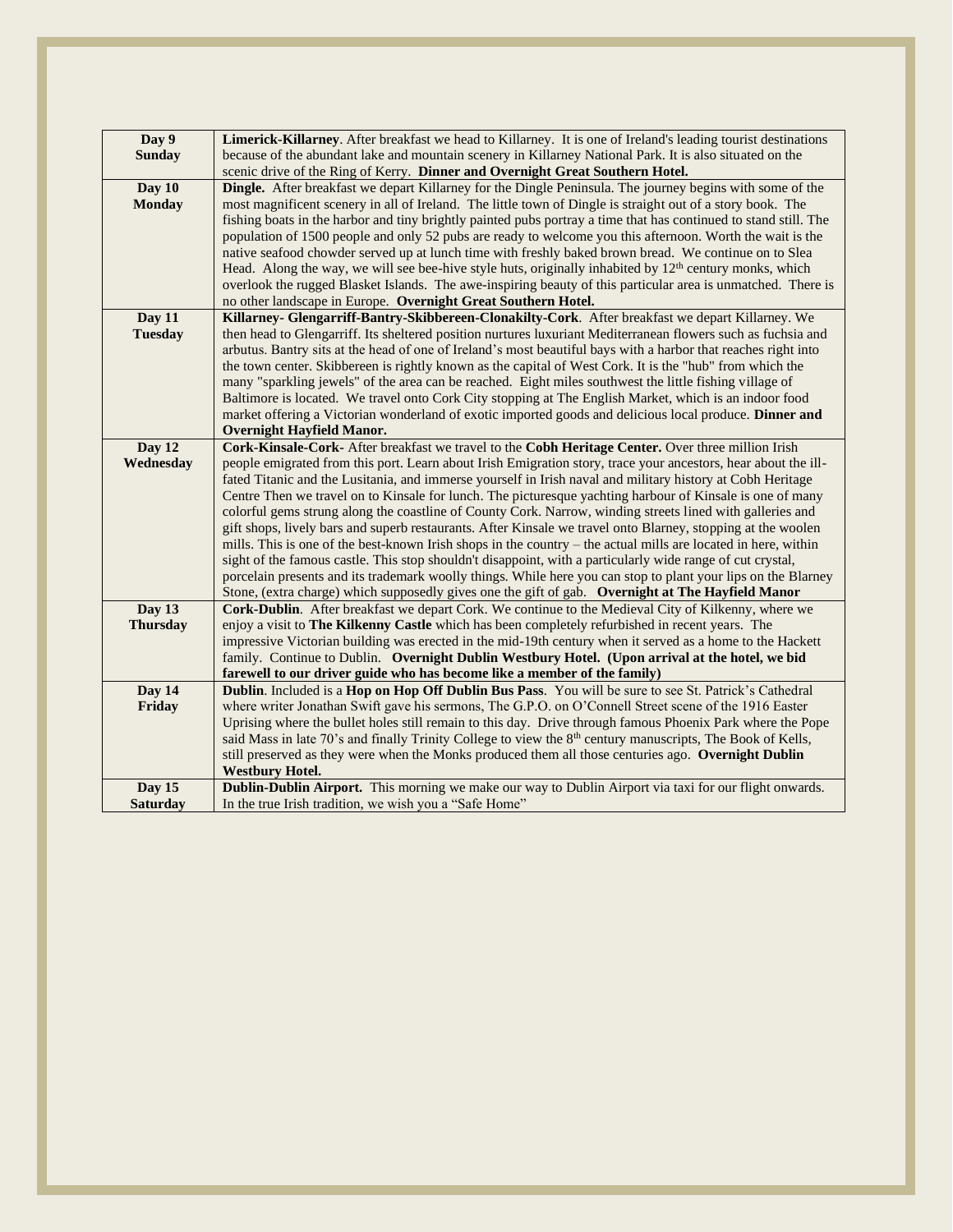| Day | Itinerary |
| --- | --- |
| **Day 9 Sunday** | **Limerick-Killarney**. After breakfast we head to Killarney. It is one of Ireland's leading tourist destinations because of the abundant lake and mountain scenery in Killarney National Park. It is also situated on the scenic drive of the Ring of Kerry. **Dinner and Overnight Great Southern Hotel.** |
| **Day 10 Monday** | **Dingle.** After breakfast we depart Killarney for the Dingle Peninsula. The journey begins with some of the most magnificent scenery in all of Ireland. The little town of Dingle is straight out of a story book. The fishing boats in the harbor and tiny brightly painted pubs portray a time that has continued to stand still. The population of 1500 people and only 52 pubs are ready to welcome you this afternoon. Worth the wait is the native seafood chowder served up at lunch time with freshly baked brown bread. We continue on to Slea Head. Along the way, we will see bee-hive style huts, originally inhabited by 12th century monks, which overlook the rugged Blasket Islands. The awe-inspiring beauty of this particular area is unmatched. There is no other landscape in Europe. **Overnight Great Southern Hotel.** |
| **Day 11 Tuesday** | **Killarney- Glengarriff-Bantry-Skibbereen-Clonakilty-Cork**. After breakfast we depart Killarney. We then head to Glengarriff. Its sheltered position nurtures luxuriant Mediterranean flowers such as fuchsia and arbutus. Bantry sits at the head of one of Ireland's most beautiful bays with a harbor that reaches right into the town center. Skibbereen is rightly known as the capital of West Cork. It is the "hub" from which the many "sparkling jewels" of the area can be reached. Eight miles southwest the little fishing village of Baltimore is located. We travel onto Cork City stopping at The English Market, which is an indoor food market offering a Victorian wonderland of exotic imported goods and delicious local produce. **Dinner and Overnight Hayfield Manor.** |
| **Day 12 Wednesday** | **Cork-Kinsale-Cork-** After breakfast we travel to the **Cobh Heritage Center.** Over three million Irish people emigrated from this port. Learn about Irish Emigration story, trace your ancestors, hear about the ill-fated Titanic and the Lusitania, and immerse yourself in Irish naval and military history at Cobh Heritage Centre Then we travel on to Kinsale for lunch. The picturesque yachting harbour of Kinsale is one of many colorful gems strung along the coastline of County Cork. Narrow, winding streets lined with galleries and gift shops, lively bars and superb restaurants. After Kinsale we travel onto Blarney, stopping at the woolen mills. This is one of the best-known Irish shops in the country – the actual mills are located in here, within sight of the famous castle. This stop shouldn't disappoint, with a particularly wide range of cut crystal, porcelain presents and its trademark woolly things. While here you can stop to plant your lips on the Blarney Stone, (extra charge) which supposedly gives one the gift of gab. **Overnight at The Hayfield Manor** |
| **Day 13 Thursday** | **Cork-Dublin**. After breakfast we depart Cork. We continue to the Medieval City of Kilkenny, where we enjoy a visit to **The Kilkenny Castle** which has been completely refurbished in recent years. The impressive Victorian building was erected in the mid-19th century when it served as a home to the Hackett family. Continue to Dublin. **Overnight Dublin Westbury Hotel. (Upon arrival at the hotel, we bid farewell to our driver guide who has become like a member of the family)** |
| **Day 14 Friday** | **Dublin**. Included is a **Hop on Hop Off Dublin Bus Pass**. You will be sure to see St. Patrick's Cathedral where writer Jonathan Swift gave his sermons, The G.P.O. on O'Connell Street scene of the 1916 Easter Uprising where the bullet holes still remain to this day. Drive through famous Phoenix Park where the Pope said Mass in late 70's and finally Trinity College to view the 8th century manuscripts, The Book of Kells, still preserved as they were when the Monks produced them all those centuries ago. **Overnight Dublin Westbury Hotel.** |
| **Day 15 Saturday** | **Dublin-Dublin Airport.** This morning we make our way to Dublin Airport via taxi for our flight onwards. In the true Irish tradition, we wish you a "Safe Home" |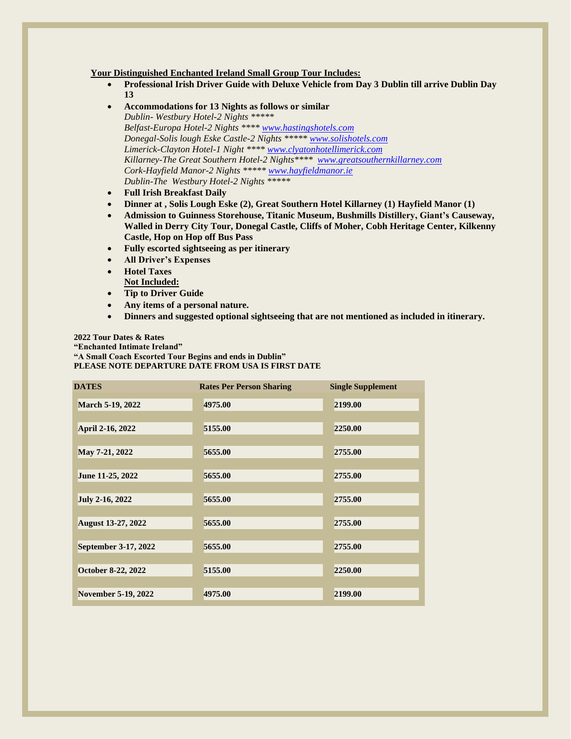**Your Distinguished Enchanted Ireland Small Group Tour Includes:**

- **Professional Irish Driver Guide with Deluxe Vehicle from Day 3 Dublin till arrive Dublin Day 13**
- **Accommodations for 13 Nights as follows or similar**
  *Dublin- Westbury Hotel-2 Nights *****
  *Belfast-Europa Hotel-2 Nights **** www.hastingshotels.com*
  *Donegal-Solis lough Eske Castle-2 Nights ***** www.solishotels.com*
  *Limerick-Clayton Hotel-1 Night **** www.clyatonhotellimerick.com*
  *Killarney-The Great Southern Hotel-2 Nights**** www.greatsouthernkillarney.com*
  *Cork-Hayfield Manor-2 Nights ***** www.hayfieldmanor.ie*
  *Dublin-The Westbury Hotel-2 Nights *****
- **Full Irish Breakfast Daily**
- **Dinner at , Solis Lough Eske (2), Great Southern Hotel Killarney (1) Hayfield Manor (1)**
- **Admission to Guinness Storehouse, Titanic Museum, Bushmills Distillery, Giant's Causeway, Walled in Derry City Tour, Donegal Castle, Cliffs of Moher, Cobh Heritage Center, Kilkenny Castle, Hop on Hop off Bus Pass**
- **Fully escorted sightseeing as per itinerary**
- **All Driver's Expenses**
- **Hotel Taxes**

**Not Included:**

- **Tip to Driver Guide**
- **Any items of a personal nature.**
- **Dinners and suggested optional sightseeing that are not mentioned as included in itinerary.**

**2022 Tour Dates & Rates**
**"Enchanted Intimate Ireland"**
**"A Small Coach Escorted Tour Begins and ends in Dublin"**
**PLEASE NOTE DEPARTURE DATE FROM USA IS FIRST DATE**

| DATES | Rates Per Person Sharing | Single Supplement |
|---|---|---|
| March 5-19, 2022 | 4975.00 | 2199.00 |
| April 2-16, 2022 | 5155.00 | 2250.00 |
| May 7-21, 2022 | 5655.00 | 2755.00 |
| June 11-25, 2022 | 5655.00 | 2755.00 |
| July 2-16, 2022 | 5655.00 | 2755.00 |
| August 13-27, 2022 | 5655.00 | 2755.00 |
| September 3-17, 2022 | 5655.00 | 2755.00 |
| October 8-22, 2022 | 5155.00 | 2250.00 |
| November 5-19, 2022 | 4975.00 | 2199.00 |